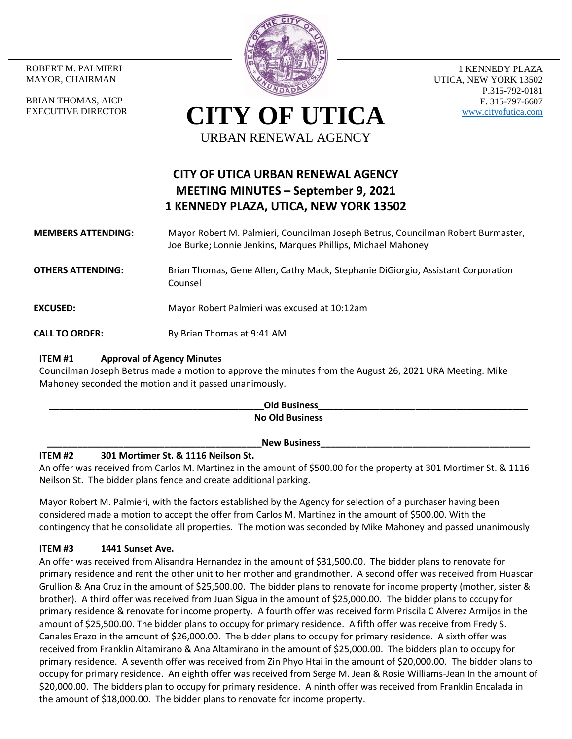ROBERT M. PALMIERI
MAYOR, CHAIRMAN

BRIAN THOMAS, AICP
EXECUTIVE DIRECTOR

# CITY OF UTICA

URBAN RENEWAL AGENCY

1 KENNEDY PLAZA
UTICA, NEW YORK 13502
P.315-792-0181
F. 315-797-6607
www.cityofutica.com

## CITY OF UTICA URBAN RENEWAL AGENCY
## MEETING MINUTES – September 9, 2021
## 1 KENNEDY PLAZA, UTICA, NEW YORK 13502

**MEMBERS ATTENDING:** Mayor Robert M. Palmieri, Councilman Joseph Betrus, Councilman Robert Burmaster, Joe Burke; Lonnie Jenkins, Marques Phillips, Michael Mahoney

**OTHERS ATTENDING:** Brian Thomas, Gene Allen, Cathy Mack, Stephanie DiGiorgio, Assistant Corporation Counsel

**EXCUSED:** Mayor Robert Palmieri was excused at 10:12am

**CALL TO ORDER:** By Brian Thomas at 9:41 AM

**ITEM #1 Approval of Agency Minutes**

Councilman Joseph Betrus made a motion to approve the minutes from the August 26, 2021 URA Meeting. Mike Mahoney seconded the motion and it passed unanimously.

**Old Business**

**No Old Business**

**New Business**

**ITEM #2 301 Mortimer St. & 1116 Neilson St.**

An offer was received from Carlos M. Martinez in the amount of $500.00 for the property at 301 Mortimer St. & 1116 Neilson St. The bidder plans fence and create additional parking.

Mayor Robert M. Palmieri, with the factors established by the Agency for selection of a purchaser having been considered made a motion to accept the offer from Carlos M. Martinez in the amount of $500.00. With the contingency that he consolidate all properties. The motion was seconded by Mike Mahoney and passed unanimously

**ITEM #3 1441 Sunset Ave.**

An offer was received from Alisandra Hernandez in the amount of $31,500.00. The bidder plans to renovate for primary residence and rent the other unit to her mother and grandmother. A second offer was received from Huascar Grullion & Ana Cruz in the amount of $25,500.00. The bidder plans to renovate for income property (mother, sister & brother). A third offer was received from Juan Sigua in the amount of $25,000.00. The bidder plans to cccupy for primary residence & renovate for income property. A fourth offer was received form Priscila C Alverez Armijos in the amount of $25,500.00. The bidder plans to occupy for primary residence. A fifth offer was receive from Fredy S. Canales Erazo in the amount of $26,000.00. The bidder plans to occupy for primary residence. A sixth offer was received from Franklin Altamirano & Ana Altamirano in the amount of $25,000.00. The bidders plan to occupy for primary residence. A seventh offer was received from Zin Phyo Htai in the amount of $20,000.00. The bidder plans to occupy for primary residence. An eighth offer was received from Serge M. Jean & Rosie Williams-Jean In the amount of $20,000.00. The bidders plan to occupy for primary residence. A ninth offer was received from Franklin Encalada in the amount of $18,000.00. The bidder plans to renovate for income property.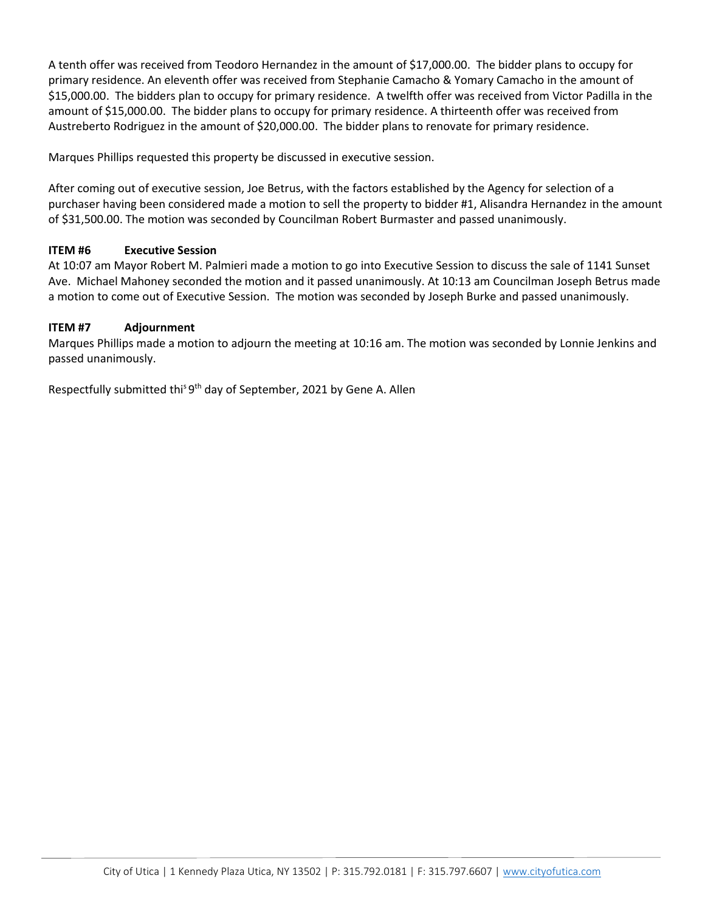A tenth offer was received from Teodoro Hernandez in the amount of $17,000.00. The bidder plans to occupy for primary residence. An eleventh offer was received from Stephanie Camacho & Yomary Camacho in the amount of $15,000.00. The bidders plan to occupy for primary residence. A twelfth offer was received from Victor Padilla in the amount of $15,000.00. The bidder plans to occupy for primary residence. A thirteenth offer was received from Austreberto Rodriguez in the amount of $20,000.00. The bidder plans to renovate for primary residence.

Marques Phillips requested this property be discussed in executive session.

After coming out of executive session, Joe Betrus, with the factors established by the Agency for selection of a purchaser having been considered made a motion to sell the property to bidder #1, Alisandra Hernandez in the amount of $31,500.00. The motion was seconded by Councilman Robert Burmaster and passed unanimously.

**ITEM #6 Executive Session**

At 10:07 am Mayor Robert M. Palmieri made a motion to go into Executive Session to discuss the sale of 1141 Sunset Ave. Michael Mahoney seconded the motion and it passed unanimously. At 10:13 am Councilman Joseph Betrus made a motion to come out of Executive Session. The motion was seconded by Joseph Burke and passed unanimously.

**ITEM #7 Adjournment**

Marques Phillips made a motion to adjourn the meeting at 10:16 am. The motion was seconded by Lonnie Jenkins and passed unanimously.

Respectfully submitted this 9th day of September, 2021 by Gene A. Allen